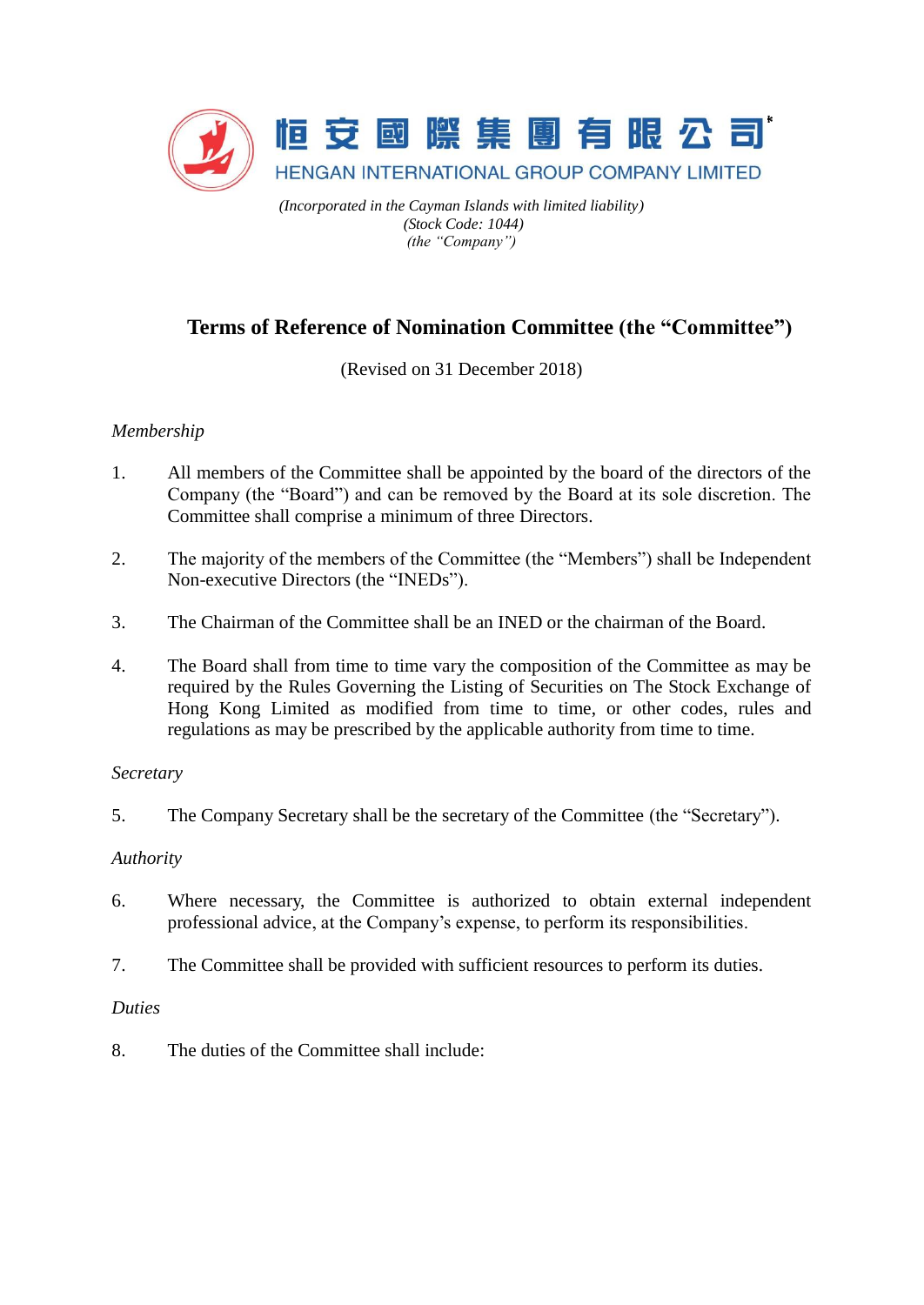恒安國際集團有限公司*

HENGAN INTERNATIONAL GROUP COMPANY LIMITED

*(Incorporated in the Cayman Islands with limited liability)*
*(Stock Code: 1044)*
*(the "Company")*

# Terms of Reference of Nomination Committee (the "Committee")

(Revised on 31 December 2018)

*Membership*

1. All members of the Committee shall be appointed by the board of the directors of the Company (the "Board") and can be removed by the Board at its sole discretion. The Committee shall comprise a minimum of three Directors.

2. The majority of the members of the Committee (the "Members") shall be Independent Non-executive Directors (the "INEDs").

3. The Chairman of the Committee shall be an INED or the chairman of the Board.

4. The Board shall from time to time vary the composition of the Committee as may be required by the Rules Governing the Listing of Securities on The Stock Exchange of Hong Kong Limited as modified from time to time, or other codes, rules and regulations as may be prescribed by the applicable authority from time to time.

*Secretary*

5. The Company Secretary shall be the secretary of the Committee (the "Secretary").

*Authority*

6. Where necessary, the Committee is authorized to obtain external independent professional advice, at the Company's expense, to perform its responsibilities.

7. The Committee shall be provided with sufficient resources to perform its duties.

*Duties*

8. The duties of the Committee shall include: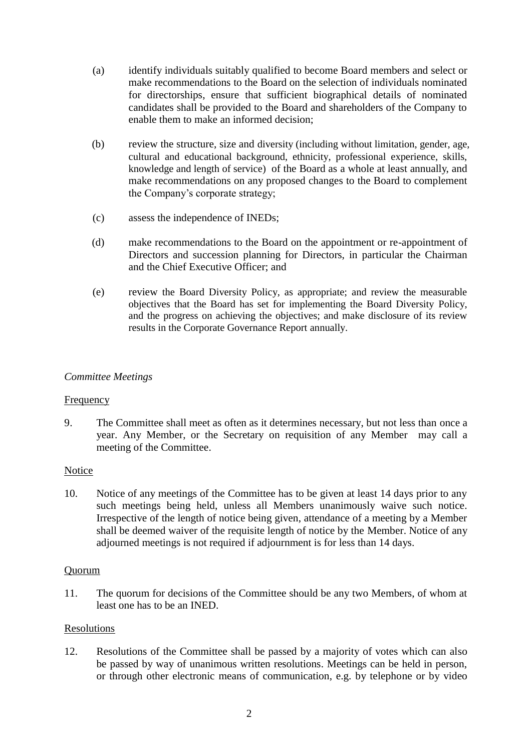(a) identify individuals suitably qualified to become Board members and select or make recommendations to the Board on the selection of individuals nominated for directorships, ensure that sufficient biographical details of nominated candidates shall be provided to the Board and shareholders of the Company to enable them to make an informed decision;

(b) review the structure, size and diversity (including without limitation, gender, age, cultural and educational background, ethnicity, professional experience, skills, knowledge and length of service) of the Board as a whole at least annually, and make recommendations on any proposed changes to the Board to complement the Company's corporate strategy;

(c) assess the independence of INEDs;

(d) make recommendations to the Board on the appointment or re-appointment of Directors and succession planning for Directors, in particular the Chairman and the Chief Executive Officer; and

(e) review the Board Diversity Policy, as appropriate; and review the measurable objectives that the Board has set for implementing the Board Diversity Policy, and the progress on achieving the objectives; and make disclosure of its review results in the Corporate Governance Report annually.

*Committee Meetings*

Frequency

9. The Committee shall meet as often as it determines necessary, but not less than once a year. Any Member, or the Secretary on requisition of any Member may call a meeting of the Committee.

Notice

10. Notice of any meetings of the Committee has to be given at least 14 days prior to any such meetings being held, unless all Members unanimously waive such notice. Irrespective of the length of notice being given, attendance of a meeting by a Member shall be deemed waiver of the requisite length of notice by the Member. Notice of any adjourned meetings is not required if adjournment is for less than 14 days.

Quorum

11. The quorum for decisions of the Committee should be any two Members, of whom at least one has to be an INED.

Resolutions

12. Resolutions of the Committee shall be passed by a majority of votes which can also be passed by way of unanimous written resolutions. Meetings can be held in person, or through other electronic means of communication, e.g. by telephone or by video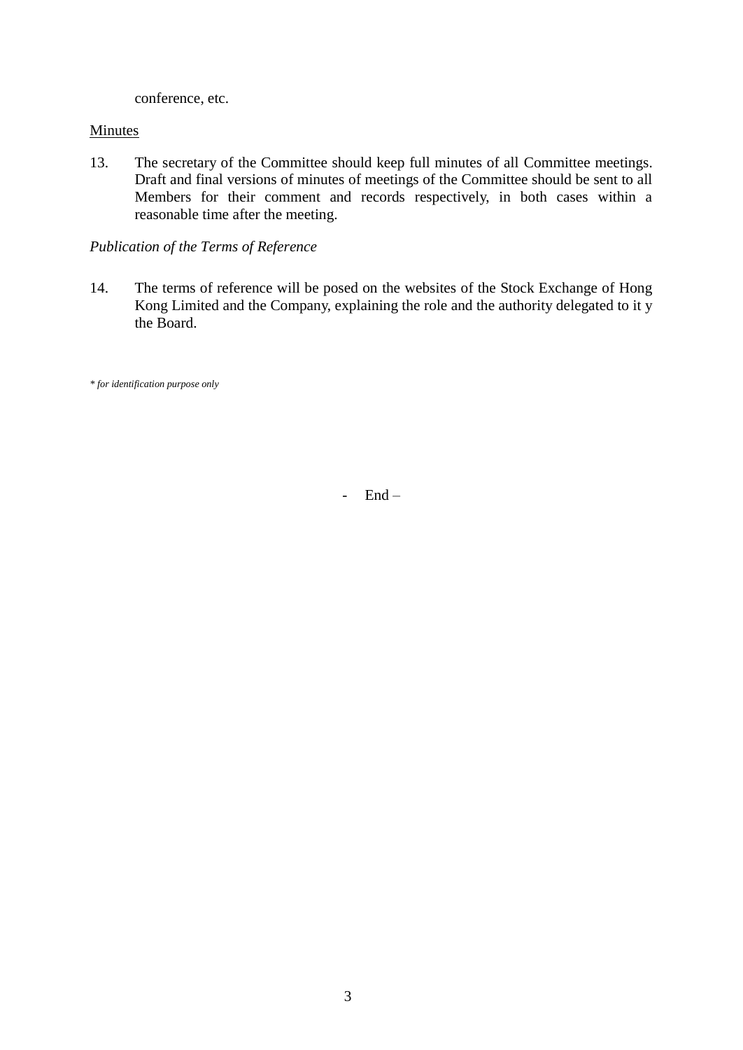conference, etc.

Minutes

13. The secretary of the Committee should keep full minutes of all Committee meetings. Draft and final versions of minutes of meetings of the Committee should be sent to all Members for their comment and records respectively, in both cases within a reasonable time after the meeting.

*Publication of the Terms of Reference*

14. The terms of reference will be posed on the websites of the Stock Exchange of Hong Kong Limited and the Company, explaining the role and the authority delegated to it y the Board.

*\* for identification purpose only*

- End –